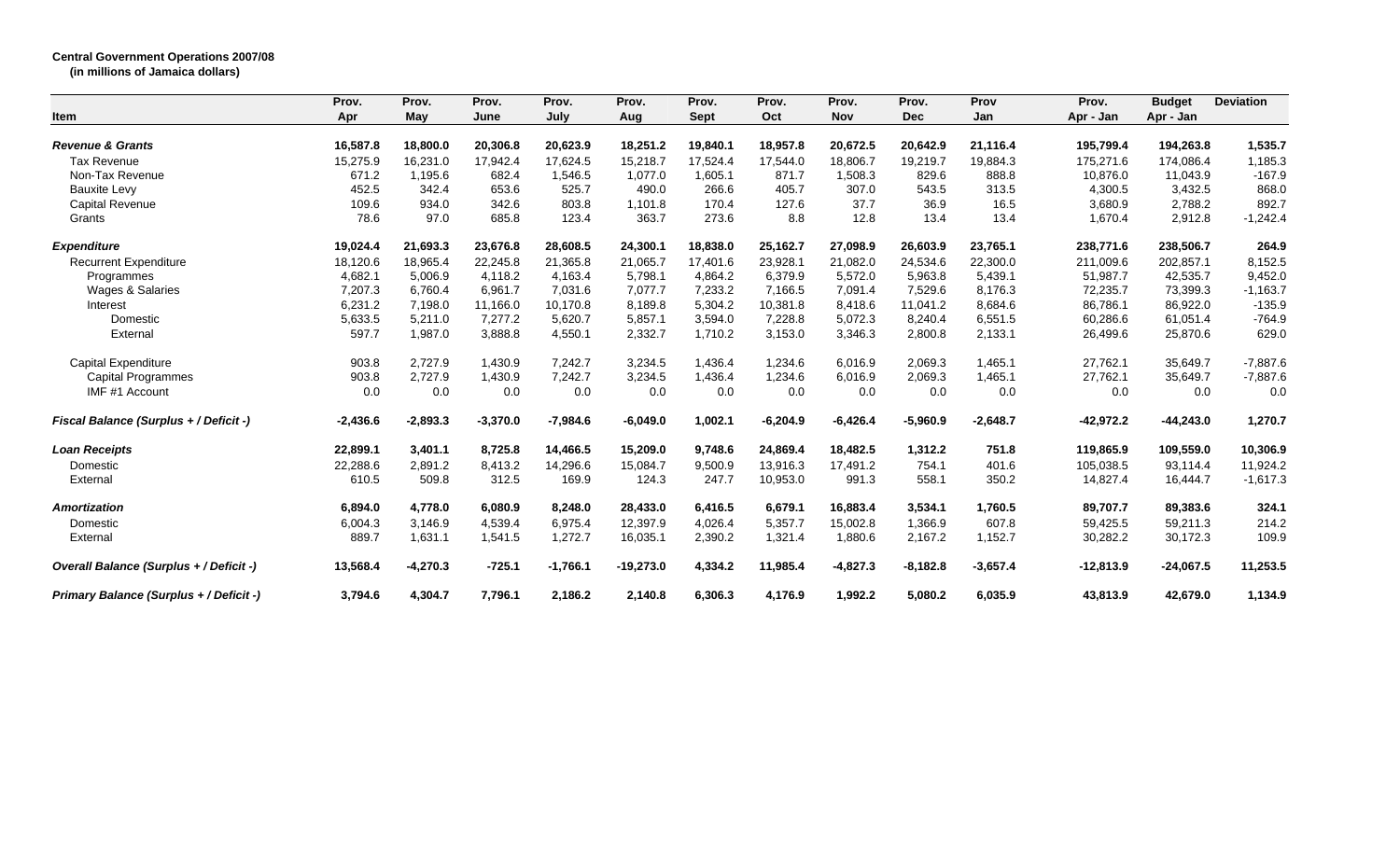**Central Government Operations 2007/08**
**(in millions of Jamaica dollars)**

| Item | Prov. Apr | Prov. May | Prov. June | Prov. July | Prov. Aug | Prov. Sept | Prov. Oct | Prov. Nov | Prov. Dec | Prov Jan | Prov. Apr - Jan | Budget Apr - Jan | Deviation |
|---|---|---|---|---|---|---|---|---|---|---|---|---|---|
| ***Revenue & Grants*** | **16,587.8** | **18,800.0** | **20,306.8** | **20,623.9** | **18,251.2** | **19,840.1** | **18,957.8** | **20,672.5** | **20,642.9** | **21,116.4** | **195,799.4** | **194,263.8** | **1,535.7** |
| Tax Revenue | 15,275.9 | 16,231.0 | 17,942.4 | 17,624.5 | 15,218.7 | 17,524.4 | 17,544.0 | 18,806.7 | 19,219.7 | 19,884.3 | 175,271.6 | 174,086.4 | 1,185.3 |
| Non-Tax Revenue | 671.2 | 1,195.6 | 682.4 | 1,546.5 | 1,077.0 | 1,605.1 | 871.7 | 1,508.3 | 829.6 | 888.8 | 10,876.0 | 11,043.9 | -167.9 |
| Bauxite Levy | 452.5 | 342.4 | 653.6 | 525.7 | 490.0 | 266.6 | 405.7 | 307.0 | 543.5 | 313.5 | 4,300.5 | 3,432.5 | 868.0 |
| Capital Revenue | 109.6 | 934.0 | 342.6 | 803.8 | 1,101.8 | 170.4 | 127.6 | 37.7 | 36.9 | 16.5 | 3,680.9 | 2,788.2 | 892.7 |
| Grants | 78.6 | 97.0 | 685.8 | 123.4 | 363.7 | 273.6 | 8.8 | 12.8 | 13.4 | 13.4 | 1,670.4 | 2,912.8 | -1,242.4 |
| ***Expenditure*** | **19,024.4** | **21,693.3** | **23,676.8** | **28,608.5** | **24,300.1** | **18,838.0** | **25,162.7** | **27,098.9** | **26,603.9** | **23,765.1** | **238,771.6** | **238,506.7** | **264.9** |
| Recurrent Expenditure | 18,120.6 | 18,965.4 | 22,245.8 | 21,365.8 | 21,065.7 | 17,401.6 | 23,928.1 | 21,082.0 | 24,534.6 | 22,300.0 | 211,009.6 | 202,857.1 | 8,152.5 |
| Programmes | 4,682.1 | 5,006.9 | 4,118.2 | 4,163.4 | 5,798.1 | 4,864.2 | 6,379.9 | 5,572.0 | 5,963.8 | 5,439.1 | 51,987.7 | 42,535.7 | 9,452.0 |
| Wages & Salaries | 7,207.3 | 6,760.4 | 6,961.7 | 7,031.6 | 7,077.7 | 7,233.2 | 7,166.5 | 7,091.4 | 7,529.6 | 8,176.3 | 72,235.7 | 73,399.3 | -1,163.7 |
| Interest | 6,231.2 | 7,198.0 | 11,166.0 | 10,170.8 | 8,189.8 | 5,304.2 | 10,381.8 | 8,418.6 | 11,041.2 | 8,684.6 | 86,786.1 | 86,922.0 | -135.9 |
| Domestic | 5,633.5 | 5,211.0 | 7,277.2 | 5,620.7 | 5,857.1 | 3,594.0 | 7,228.8 | 5,072.3 | 8,240.4 | 6,551.5 | 60,286.6 | 61,051.4 | -764.9 |
| External | 597.7 | 1,987.0 | 3,888.8 | 4,550.1 | 2,332.7 | 1,710.2 | 3,153.0 | 3,346.3 | 2,800.8 | 2,133.1 | 26,499.6 | 25,870.6 | 629.0 |
| Capital Expenditure | 903.8 | 2,727.9 | 1,430.9 | 7,242.7 | 3,234.5 | 1,436.4 | 1,234.6 | 6,016.9 | 2,069.3 | 1,465.1 | 27,762.1 | 35,649.7 | -7,887.6 |
| Capital Programmes | 903.8 | 2,727.9 | 1,430.9 | 7,242.7 | 3,234.5 | 1,436.4 | 1,234.6 | 6,016.9 | 2,069.3 | 1,465.1 | 27,762.1 | 35,649.7 | -7,887.6 |
| IMF #1 Account | 0.0 | 0.0 | 0.0 | 0.0 | 0.0 | 0.0 | 0.0 | 0.0 | 0.0 | 0.0 | 0.0 | 0.0 | 0.0 |
| ***Fiscal Balance (Surplus + / Deficit -)*** | **-2,436.6** | **-2,893.3** | **-3,370.0** | **-7,984.6** | **-6,049.0** | **1,002.1** | **-6,204.9** | **-6,426.4** | **-5,960.9** | **-2,648.7** | **-42,972.2** | **-44,243.0** | **1,270.7** |
| ***Loan Receipts*** | **22,899.1** | **3,401.1** | **8,725.8** | **14,466.5** | **15,209.0** | **9,748.6** | **24,869.4** | **18,482.5** | **1,312.2** | **751.8** | **119,865.9** | **109,559.0** | **10,306.9** |
| Domestic | 22,288.6 | 2,891.2 | 8,413.2 | 14,296.6 | 15,084.7 | 9,500.9 | 13,916.3 | 17,491.2 | 754.1 | 401.6 | 105,038.5 | 93,114.4 | 11,924.2 |
| External | 610.5 | 509.8 | 312.5 | 169.9 | 124.3 | 247.7 | 10,953.0 | 991.3 | 558.1 | 350.2 | 14,827.4 | 16,444.7 | -1,617.3 |
| ***Amortization*** | **6,894.0** | **4,778.0** | **6,080.9** | **8,248.0** | **28,433.0** | **6,416.5** | **6,679.1** | **16,883.4** | **3,534.1** | **1,760.5** | **89,707.7** | **89,383.6** | **324.1** |
| Domestic | 6,004.3 | 3,146.9 | 4,539.4 | 6,975.4 | 12,397.9 | 4,026.4 | 5,357.7 | 15,002.8 | 1,366.9 | 607.8 | 59,425.5 | 59,211.3 | 214.2 |
| External | 889.7 | 1,631.1 | 1,541.5 | 1,272.7 | 16,035.1 | 2,390.2 | 1,321.4 | 1,880.6 | 2,167.2 | 1,152.7 | 30,282.2 | 30,172.3 | 109.9 |
| ***Overall Balance (Surplus + / Deficit -)*** | **13,568.4** | **-4,270.3** | **-725.1** | **-1,766.1** | **-19,273.0** | **4,334.2** | **11,985.4** | **-4,827.3** | **-8,182.8** | **-3,657.4** | **-12,813.9** | **-24,067.5** | **11,253.5** |
| ***Primary Balance (Surplus + / Deficit -)*** | **3,794.6** | **4,304.7** | **7,796.1** | **2,186.2** | **2,140.8** | **6,306.3** | **4,176.9** | **1,992.2** | **5,080.2** | **6,035.9** | **43,813.9** | **42,679.0** | **1,134.9** |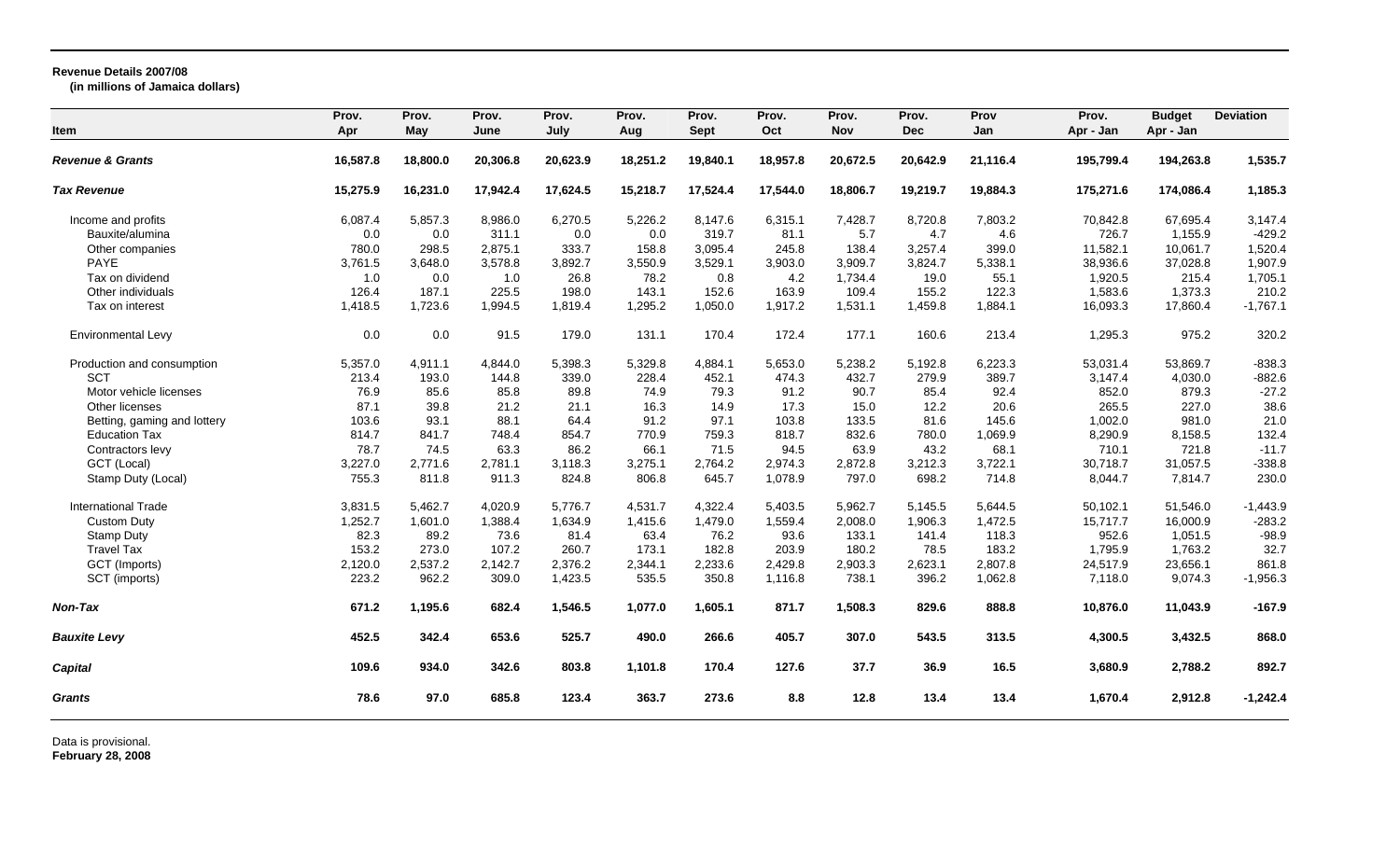**Revenue Details 2007/08**
**(in millions of Jamaica dollars)**

| Item | Prov. Apr | Prov. May | Prov. June | Prov. July | Prov. Aug | Prov. Sept | Prov. Oct | Prov. Nov | Prov. Dec | Prov Jan | Prov. Apr - Jan | Budget Apr - Jan | Deviation |
|---|---|---|---|---|---|---|---|---|---|---|---|---|---|
| ***Revenue & Grants*** | **16,587.8** | **18,800.0** | **20,306.8** | **20,623.9** | **18,251.2** | **19,840.1** | **18,957.8** | **20,672.5** | **20,642.9** | **21,116.4** | **195,799.4** | **194,263.8** | **1,535.7** |
| ***Tax Revenue*** | **15,275.9** | **16,231.0** | **17,942.4** | **17,624.5** | **15,218.7** | **17,524.4** | **17,544.0** | **18,806.7** | **19,219.7** | **19,884.3** | **175,271.6** | **174,086.4** | **1,185.3** |
| Income and profits | 6,087.4 | 5,857.3 | 8,986.0 | 6,270.5 | 5,226.2 | 8,147.6 | 6,315.1 | 7,428.7 | 8,720.8 | 7,803.2 | 70,842.8 | 67,695.4 | 3,147.4 |
| Bauxite/alumina | 0.0 | 0.0 | 311.1 | 0.0 | 0.0 | 319.7 | 81.1 | 5.7 | 4.7 | 4.6 | 726.7 | 1,155.9 | -429.2 |
| Other companies | 780.0 | 298.5 | 2,875.1 | 333.7 | 158.8 | 3,095.4 | 245.8 | 138.4 | 3,257.4 | 399.0 | 11,582.1 | 10,061.7 | 1,520.4 |
| PAYE | 3,761.5 | 3,648.0 | 3,578.8 | 3,892.7 | 3,550.9 | 3,529.1 | 3,903.0 | 3,909.7 | 3,824.7 | 5,338.1 | 38,936.6 | 37,028.8 | 1,907.9 |
| Tax on dividend | 1.0 | 0.0 | 1.0 | 26.8 | 78.2 | 0.8 | 4.2 | 1,734.4 | 19.0 | 55.1 | 1,920.5 | 215.4 | 1,705.1 |
| Other individuals | 126.4 | 187.1 | 225.5 | 198.0 | 143.1 | 152.6 | 163.9 | 109.4 | 155.2 | 122.3 | 1,583.6 | 1,373.3 | 210.2 |
| Tax on interest | 1,418.5 | 1,723.6 | 1,994.5 | 1,819.4 | 1,295.2 | 1,050.0 | 1,917.2 | 1,531.1 | 1,459.8 | 1,884.1 | 16,093.3 | 17,860.4 | -1,767.1 |
| Environmental Levy | 0.0 | 0.0 | 91.5 | 179.0 | 131.1 | 170.4 | 172.4 | 177.1 | 160.6 | 213.4 | 1,295.3 | 975.2 | 320.2 |
| Production and consumption | 5,357.0 | 4,911.1 | 4,844.0 | 5,398.3 | 5,329.8 | 4,884.1 | 5,653.0 | 5,238.2 | 5,192.8 | 6,223.3 | 53,031.4 | 53,869.7 | -838.3 |
| SCT | 213.4 | 193.0 | 144.8 | 339.0 | 228.4 | 452.1 | 474.3 | 432.7 | 279.9 | 389.7 | 3,147.4 | 4,030.0 | -882.6 |
| Motor vehicle licenses | 76.9 | 85.6 | 85.8 | 89.8 | 74.9 | 79.3 | 91.2 | 90.7 | 85.4 | 92.4 | 852.0 | 879.3 | -27.2 |
| Other licenses | 87.1 | 39.8 | 21.2 | 21.1 | 16.3 | 14.9 | 17.3 | 15.0 | 12.2 | 20.6 | 265.5 | 227.0 | 38.6 |
| Betting, gaming and lottery | 103.6 | 93.1 | 88.1 | 64.4 | 91.2 | 97.1 | 103.8 | 133.5 | 81.6 | 145.6 | 1,002.0 | 981.0 | 21.0 |
| Education Tax | 814.7 | 841.7 | 748.4 | 854.7 | 770.9 | 759.3 | 818.7 | 832.6 | 780.0 | 1,069.9 | 8,290.9 | 8,158.5 | 132.4 |
| Contractors levy | 78.7 | 74.5 | 63.3 | 86.2 | 66.1 | 71.5 | 94.5 | 63.9 | 43.2 | 68.1 | 710.1 | 721.8 | -11.7 |
| GCT (Local) | 3,227.0 | 2,771.6 | 2,781.1 | 3,118.3 | 3,275.1 | 2,764.2 | 2,974.3 | 2,872.8 | 3,212.3 | 3,722.1 | 30,718.7 | 31,057.5 | -338.8 |
| Stamp Duty (Local) | 755.3 | 811.8 | 911.3 | 824.8 | 806.8 | 645.7 | 1,078.9 | 797.0 | 698.2 | 714.8 | 8,044.7 | 7,814.7 | 230.0 |
| International Trade | 3,831.5 | 5,462.7 | 4,020.9 | 5,776.7 | 4,531.7 | 4,322.4 | 5,403.5 | 5,962.7 | 5,145.5 | 5,644.5 | 50,102.1 | 51,546.0 | -1,443.9 |
| Custom Duty | 1,252.7 | 1,601.0 | 1,388.4 | 1,634.9 | 1,415.6 | 1,479.0 | 1,559.4 | 2,008.0 | 1,906.3 | 1,472.5 | 15,717.7 | 16,000.9 | -283.2 |
| Stamp Duty | 82.3 | 89.2 | 73.6 | 81.4 | 63.4 | 76.2 | 93.6 | 133.1 | 141.4 | 118.3 | 952.6 | 1,051.5 | -98.9 |
| Travel Tax | 153.2 | 273.0 | 107.2 | 260.7 | 173.1 | 182.8 | 203.9 | 180.2 | 78.5 | 183.2 | 1,795.9 | 1,763.2 | 32.7 |
| GCT (Imports) | 2,120.0 | 2,537.2 | 2,142.7 | 2,376.2 | 2,344.1 | 2,233.6 | 2,429.8 | 2,903.3 | 2,623.1 | 2,807.8 | 24,517.9 | 23,656.1 | 861.8 |
| SCT (imports) | 223.2 | 962.2 | 309.0 | 1,423.5 | 535.5 | 350.8 | 1,116.8 | 738.1 | 396.2 | 1,062.8 | 7,118.0 | 9,074.3 | -1,956.3 |
| ***Non-Tax*** | **671.2** | **1,195.6** | **682.4** | **1,546.5** | **1,077.0** | **1,605.1** | **871.7** | **1,508.3** | **829.6** | **888.8** | **10,876.0** | **11,043.9** | **-167.9** |
| ***Bauxite Levy*** | **452.5** | **342.4** | **653.6** | **525.7** | **490.0** | **266.6** | **405.7** | **307.0** | **543.5** | **313.5** | **4,300.5** | **3,432.5** | **868.0** |
| ***Capital*** | **109.6** | **934.0** | **342.6** | **803.8** | **1,101.8** | **170.4** | **127.6** | **37.7** | **36.9** | **16.5** | **3,680.9** | **2,788.2** | **892.7** |
| ***Grants*** | **78.6** | **97.0** | **685.8** | **123.4** | **363.7** | **273.6** | **8.8** | **12.8** | **13.4** | **13.4** | **1,670.4** | **2,912.8** | **-1,242.4** |

Data is provisional.
**February 28, 2008**